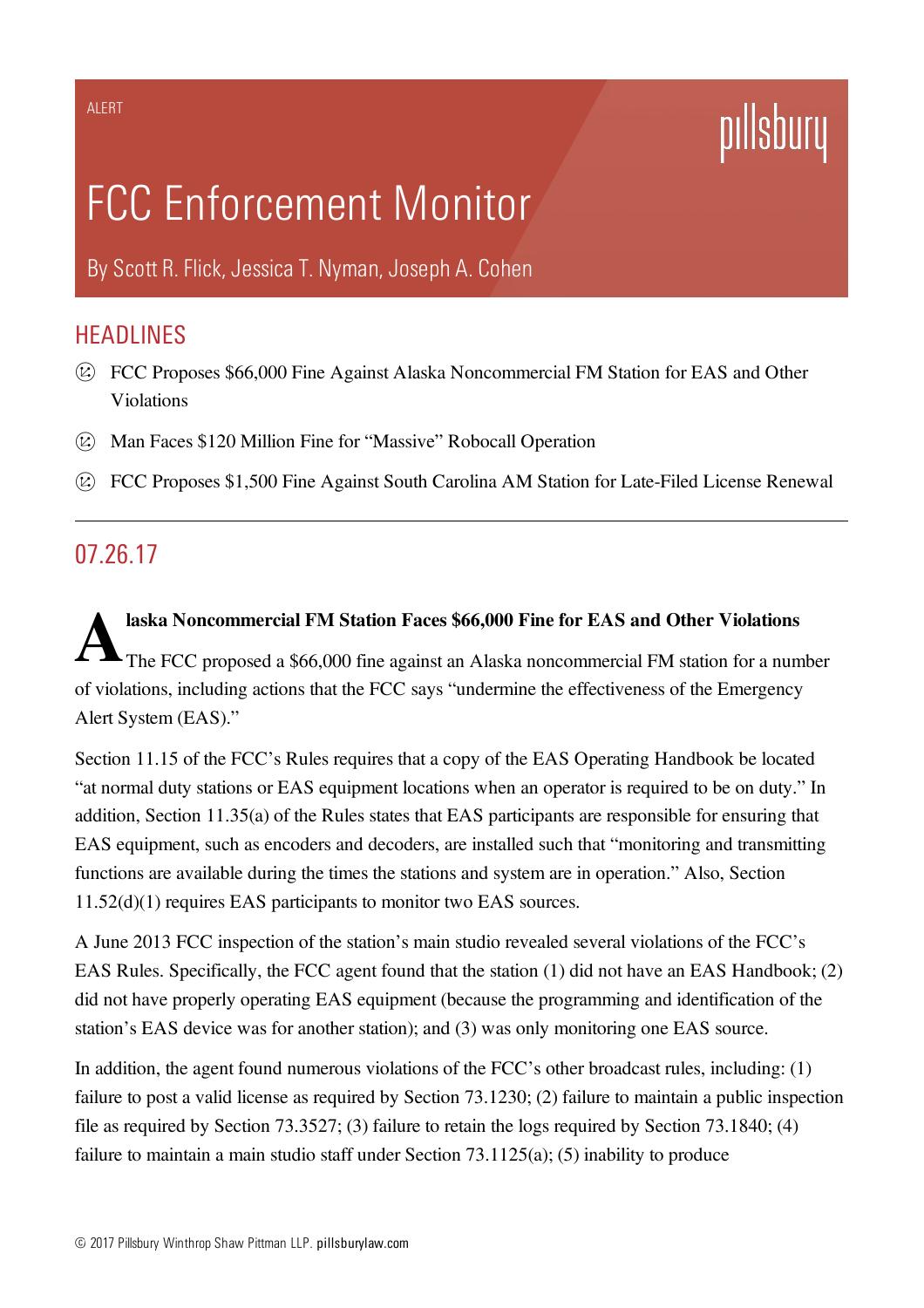ALERT

# FCC Enforcement Monitor

By Scott R. Flick, Jessica T. Nyman, Joseph A. Cohen

## HEADLINES

- FCC Proposes $66,000 Fine Against Alaska Noncommercial FM Station for EAS and Other Violations
- Man Faces $120 Million Fine for "Massive" Robocall Operation
- FCC Proposes $1,500 Fine Against South Carolina AM Station for Late-Filed License Renewal

---

## 07.26.17

### Alaska Noncommercial FM Station Faces $66,000 Fine for EAS and Other Violations

The FCC proposed a $66,000 fine against an Alaska noncommercial FM station for a number of violations, including actions that the FCC says "undermine the effectiveness of the Emergency Alert System (EAS)."

Section 11.15 of the FCC's Rules requires that a copy of the EAS Operating Handbook be located "at normal duty stations or EAS equipment locations when an operator is required to be on duty." In addition, Section 11.35(a) of the Rules states that EAS participants are responsible for ensuring that EAS equipment, such as encoders and decoders, are installed such that "monitoring and transmitting functions are available during the times the stations and system are in operation." Also, Section 11.52(d)(1) requires EAS participants to monitor two EAS sources.

A June 2013 FCC inspection of the station's main studio revealed several violations of the FCC's EAS Rules. Specifically, the FCC agent found that the station (1) did not have an EAS Handbook; (2) did not have properly operating EAS equipment (because the programming and identification of the station's EAS device was for another station); and (3) was only monitoring one EAS source.

In addition, the agent found numerous violations of the FCC's other broadcast rules, including: (1) failure to post a valid license as required by Section 73.1230; (2) failure to maintain a public inspection file as required by Section 73.3527; (3) failure to retain the logs required by Section 73.1840; (4) failure to maintain a main studio staff under Section 73.1125(a); (5) inability to produce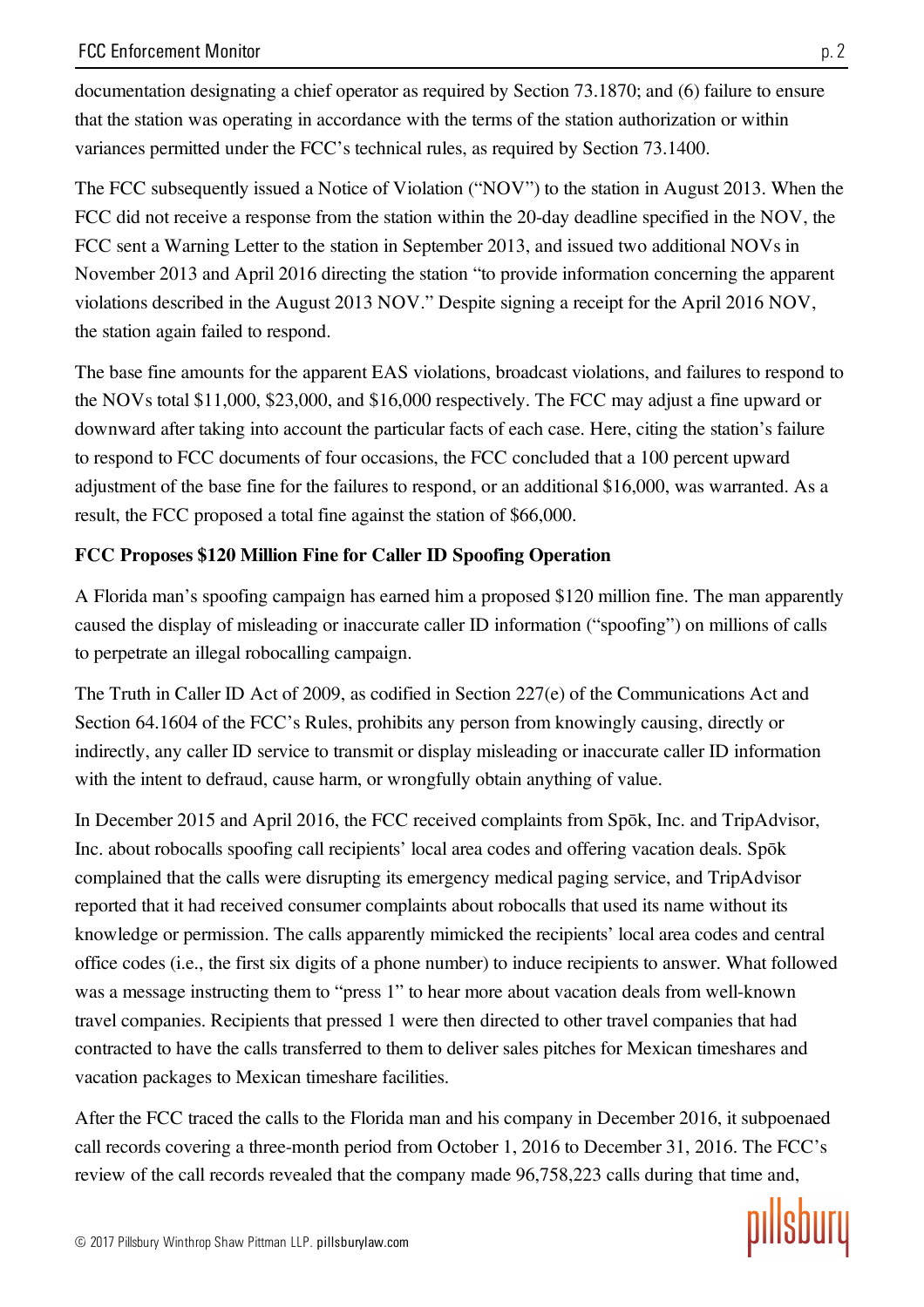documentation designating a chief operator as required by Section 73.1870; and (6) failure to ensure that the station was operating in accordance with the terms of the station authorization or within variances permitted under the FCC's technical rules, as required by Section 73.1400.

The FCC subsequently issued a Notice of Violation ("NOV") to the station in August 2013. When the FCC did not receive a response from the station within the 20-day deadline specified in the NOV, the FCC sent a Warning Letter to the station in September 2013, and issued two additional NOVs in November 2013 and April 2016 directing the station "to provide information concerning the apparent violations described in the August 2013 NOV." Despite signing a receipt for the April 2016 NOV, the station again failed to respond.

The base fine amounts for the apparent EAS violations, broadcast violations, and failures to respond to the NOVs total $11,000, $23,000, and $16,000 respectively. The FCC may adjust a fine upward or downward after taking into account the particular facts of each case. Here, citing the station's failure to respond to FCC documents of four occasions, the FCC concluded that a 100 percent upward adjustment of the base fine for the failures to respond, or an additional $16,000, was warranted. As a result, the FCC proposed a total fine against the station of $66,000.

**FCC Proposes $120 Million Fine for Caller ID Spoofing Operation**

A Florida man's spoofing campaign has earned him a proposed $120 million fine. The man apparently caused the display of misleading or inaccurate caller ID information ("spoofing") on millions of calls to perpetrate an illegal robocalling campaign.

The Truth in Caller ID Act of 2009, as codified in Section 227(e) of the Communications Act and Section 64.1604 of the FCC's Rules, prohibits any person from knowingly causing, directly or indirectly, any caller ID service to transmit or display misleading or inaccurate caller ID information with the intent to defraud, cause harm, or wrongfully obtain anything of value.

In December 2015 and April 2016, the FCC received complaints from Spōk, Inc. and TripAdvisor, Inc. about robocalls spoofing call recipients' local area codes and offering vacation deals. Spōk complained that the calls were disrupting its emergency medical paging service, and TripAdvisor reported that it had received consumer complaints about robocalls that used its name without its knowledge or permission. The calls apparently mimicked the recipients' local area codes and central office codes (i.e., the first six digits of a phone number) to induce recipients to answer. What followed was a message instructing them to "press 1" to hear more about vacation deals from well-known travel companies. Recipients that pressed 1 were then directed to other travel companies that had contracted to have the calls transferred to them to deliver sales pitches for Mexican timeshares and vacation packages to Mexican timeshare facilities.

After the FCC traced the calls to the Florida man and his company in December 2016, it subpoenaed call records covering a three-month period from October 1, 2016 to December 31, 2016. The FCC's review of the call records revealed that the company made 96,758,223 calls during that time and,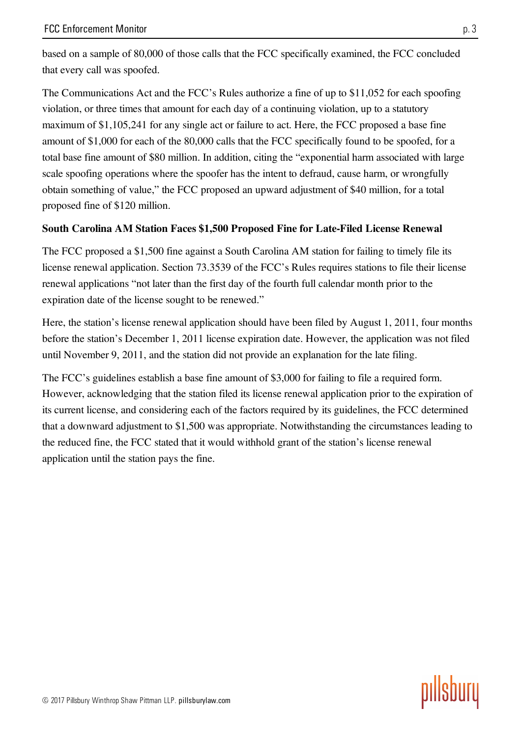based on a sample of 80,000 of those calls that the FCC specifically examined, the FCC concluded that every call was spoofed.

The Communications Act and the FCC's Rules authorize a fine of up to $11,052 for each spoofing violation, or three times that amount for each day of a continuing violation, up to a statutory maximum of $1,105,241 for any single act or failure to act. Here, the FCC proposed a base fine amount of $1,000 for each of the 80,000 calls that the FCC specifically found to be spoofed, for a total base fine amount of $80 million. In addition, citing the "exponential harm associated with large scale spoofing operations where the spoofer has the intent to defraud, cause harm, or wrongfully obtain something of value," the FCC proposed an upward adjustment of $40 million, for a total proposed fine of $120 million.

**South Carolina AM Station Faces $1,500 Proposed Fine for Late-Filed License Renewal**

The FCC proposed a $1,500 fine against a South Carolina AM station for failing to timely file its license renewal application. Section 73.3539 of the FCC's Rules requires stations to file their license renewal applications "not later than the first day of the fourth full calendar month prior to the expiration date of the license sought to be renewed."

Here, the station's license renewal application should have been filed by August 1, 2011, four months before the station's December 1, 2011 license expiration date. However, the application was not filed until November 9, 2011, and the station did not provide an explanation for the late filing.

The FCC's guidelines establish a base fine amount of $3,000 for failing to file a required form. However, acknowledging that the station filed its license renewal application prior to the expiration of its current license, and considering each of the factors required by its guidelines, the FCC determined that a downward adjustment to $1,500 was appropriate. Notwithstanding the circumstances leading to the reduced fine, the FCC stated that it would withhold grant of the station's license renewal application until the station pays the fine.

© 2017 Pillsbury Winthrop Shaw Pittman LLP. pillsburylaw.com